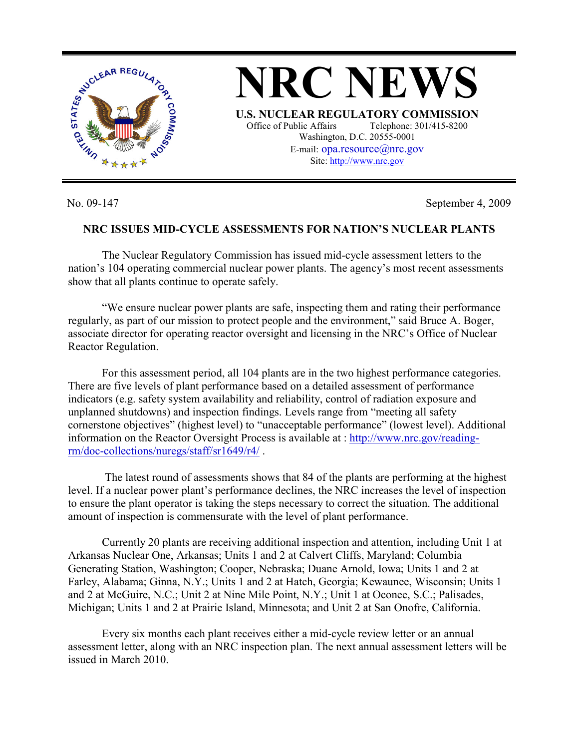# NRC NEWS

**U.S. NUCLEAR REGULATORY COMMISSION**

Office of Public Affairs Telephone: 301/415-8200
Washington, D.C. 20555-0001
E-mail: opa.resource@nrc.gov
Site: http://www.nrc.gov

No. 09-147 September 4, 2009

## NRC ISSUES MID-CYCLE ASSESSMENTS FOR NATION'S NUCLEAR PLANTS

The Nuclear Regulatory Commission has issued mid-cycle assessment letters to the nation's 104 operating commercial nuclear power plants. The agency's most recent assessments show that all plants continue to operate safely.

"We ensure nuclear power plants are safe, inspecting them and rating their performance regularly, as part of our mission to protect people and the environment," said Bruce A. Boger, associate director for operating reactor oversight and licensing in the NRC's Office of Nuclear Reactor Regulation.

For this assessment period, all 104 plants are in the two highest performance categories. There are five levels of plant performance based on a detailed assessment of performance indicators (e.g. safety system availability and reliability, control of radiation exposure and unplanned shutdowns) and inspection findings. Levels range from "meeting all safety cornerstone objectives" (highest level) to "unacceptable performance" (lowest level). Additional information on the Reactor Oversight Process is available at : http://www.nrc.gov/reading-rm/doc-collections/nuregs/staff/sr1649/r4/ .

The latest round of assessments shows that 84 of the plants are performing at the highest level. If a nuclear power plant's performance declines, the NRC increases the level of inspection to ensure the plant operator is taking the steps necessary to correct the situation. The additional amount of inspection is commensurate with the level of plant performance.

Currently 20 plants are receiving additional inspection and attention, including Unit 1 at Arkansas Nuclear One, Arkansas; Units 1 and 2 at Calvert Cliffs, Maryland; Columbia Generating Station, Washington; Cooper, Nebraska; Duane Arnold, Iowa; Units 1 and 2 at Farley, Alabama; Ginna, N.Y.; Units 1 and 2 at Hatch, Georgia; Kewaunee, Wisconsin; Units 1 and 2 at McGuire, N.C.; Unit 2 at Nine Mile Point, N.Y.; Unit 1 at Oconee, S.C.; Palisades, Michigan; Units 1 and 2 at Prairie Island, Minnesota; and Unit 2 at San Onofre, California.

Every six months each plant receives either a mid-cycle review letter or an annual assessment letter, along with an NRC inspection plan. The next annual assessment letters will be issued in March 2010.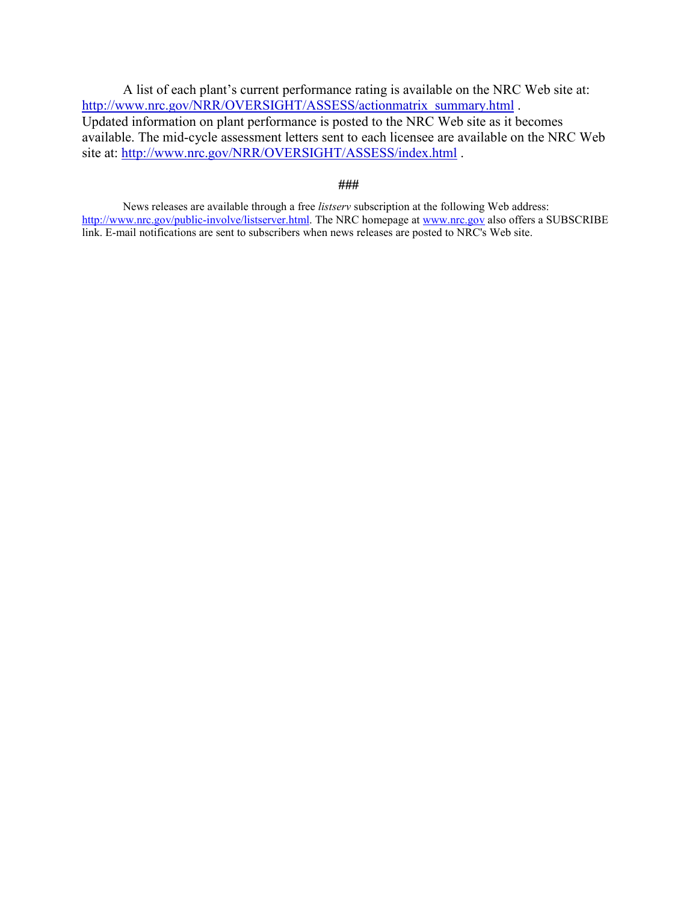A list of each plant's current performance rating is available on the NRC Web site at: http://www.nrc.gov/NRR/OVERSIGHT/ASSESS/actionmatrix_summary.html . Updated information on plant performance is posted to the NRC Web site as it becomes available. The mid-cycle assessment letters sent to each licensee are available on the NRC Web site at: http://www.nrc.gov/NRR/OVERSIGHT/ASSESS/index.html .

###

News releases are available through a free *listserv* subscription at the following Web address: http://www.nrc.gov/public-involve/listserver.html. The NRC homepage at www.nrc.gov also offers a SUBSCRIBE link. E-mail notifications are sent to subscribers when news releases are posted to NRC's Web site.